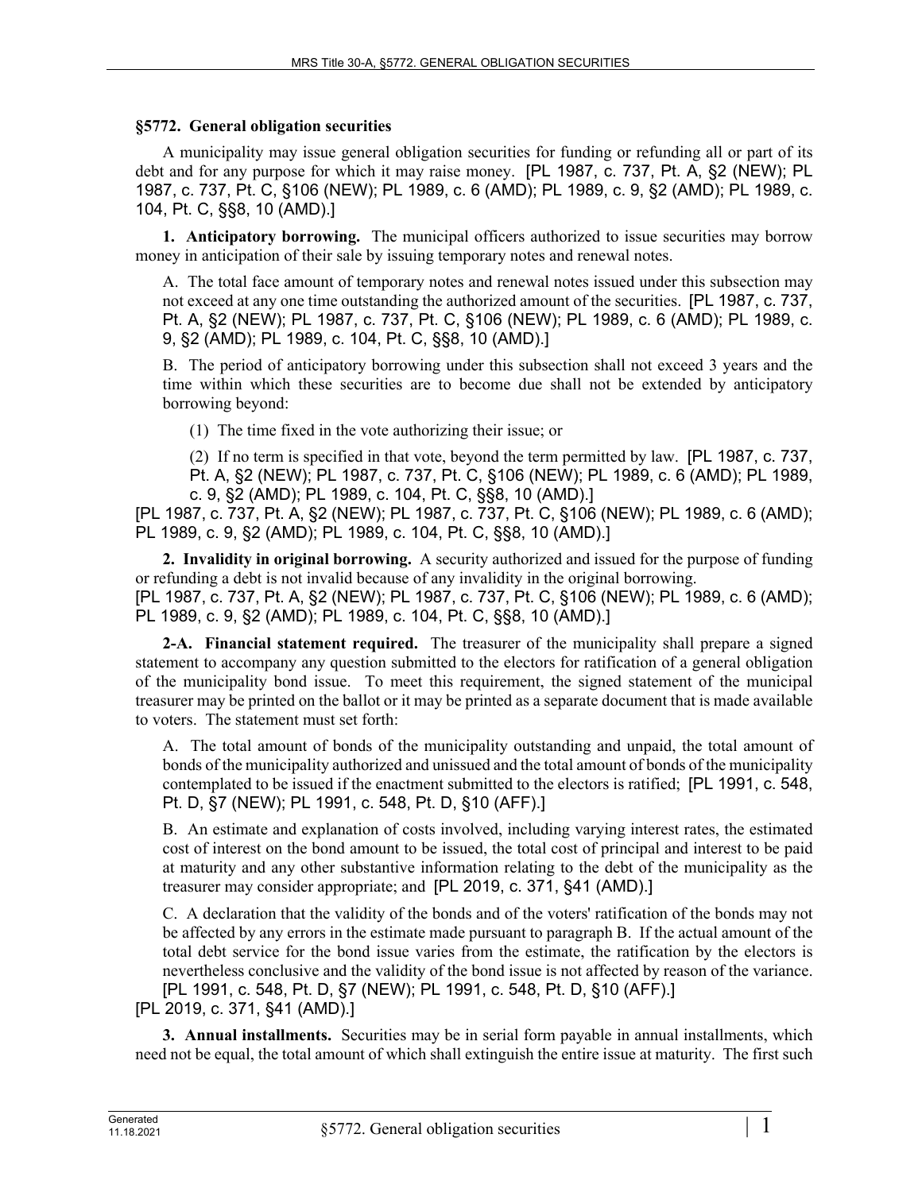### §5772. General obligation securities

A municipality may issue general obligation securities for funding or refunding all or part of its debt and for any purpose for which it may raise money. [PL 1987, c. 737, Pt. A, §2 (NEW); PL 1987, c. 737, Pt. C, §106 (NEW); PL 1989, c. 6 (AMD); PL 1989, c. 9, §2 (AMD); PL 1989, c. 104, Pt. C, §§8, 10 (AMD).]

**1. Anticipatory borrowing.** The municipal officers authorized to issue securities may borrow money in anticipation of their sale by issuing temporary notes and renewal notes.

A. The total face amount of temporary notes and renewal notes issued under this subsection may not exceed at any one time outstanding the authorized amount of the securities. [PL 1987, c. 737, Pt. A, §2 (NEW); PL 1987, c. 737, Pt. C, §106 (NEW); PL 1989, c. 6 (AMD); PL 1989, c. 9, §2 (AMD); PL 1989, c. 104, Pt. C, §§8, 10 (AMD).]

B. The period of anticipatory borrowing under this subsection shall not exceed 3 years and the time within which these securities are to become due shall not be extended by anticipatory borrowing beyond:

(1) The time fixed in the vote authorizing their issue; or

(2) If no term is specified in that vote, beyond the term permitted by law. [PL 1987, c. 737, Pt. A, §2 (NEW); PL 1987, c. 737, Pt. C, §106 (NEW); PL 1989, c. 6 (AMD); PL 1989, c. 9, §2 (AMD); PL 1989, c. 104, Pt. C, §§8, 10 (AMD).]

[PL 1987, c. 737, Pt. A, §2 (NEW); PL 1987, c. 737, Pt. C, §106 (NEW); PL 1989, c. 6 (AMD); PL 1989, c. 9, §2 (AMD); PL 1989, c. 104, Pt. C, §§8, 10 (AMD).]

**2. Invalidity in original borrowing.** A security authorized and issued for the purpose of funding or refunding a debt is not invalid because of any invalidity in the original borrowing.
[PL 1987, c. 737, Pt. A, §2 (NEW); PL 1987, c. 737, Pt. C, §106 (NEW); PL 1989, c. 6 (AMD); PL 1989, c. 9, §2 (AMD); PL 1989, c. 104, Pt. C, §§8, 10 (AMD).]

**2-A. Financial statement required.** The treasurer of the municipality shall prepare a signed statement to accompany any question submitted to the electors for ratification of a general obligation of the municipality bond issue. To meet this requirement, the signed statement of the municipal treasurer may be printed on the ballot or it may be printed as a separate document that is made available to voters. The statement must set forth:

A. The total amount of bonds of the municipality outstanding and unpaid, the total amount of bonds of the municipality authorized and unissued and the total amount of bonds of the municipality contemplated to be issued if the enactment submitted to the electors is ratified; [PL 1991, c. 548, Pt. D, §7 (NEW); PL 1991, c. 548, Pt. D, §10 (AFF).]

B. An estimate and explanation of costs involved, including varying interest rates, the estimated cost of interest on the bond amount to be issued, the total cost of principal and interest to be paid at maturity and any other substantive information relating to the debt of the municipality as the treasurer may consider appropriate; and [PL 2019, c. 371, §41 (AMD).]

C. A declaration that the validity of the bonds and of the voters' ratification of the bonds may not be affected by any errors in the estimate made pursuant to paragraph B. If the actual amount of the total debt service for the bond issue varies from the estimate, the ratification by the electors is nevertheless conclusive and the validity of the bond issue is not affected by reason of the variance. [PL 1991, c. 548, Pt. D, §7 (NEW); PL 1991, c. 548, Pt. D, §10 (AFF).]

[PL 2019, c. 371, §41 (AMD).]

**3. Annual installments.** Securities may be in serial form payable in annual installments, which need not be equal, the total amount of which shall extinguish the entire issue at maturity. The first such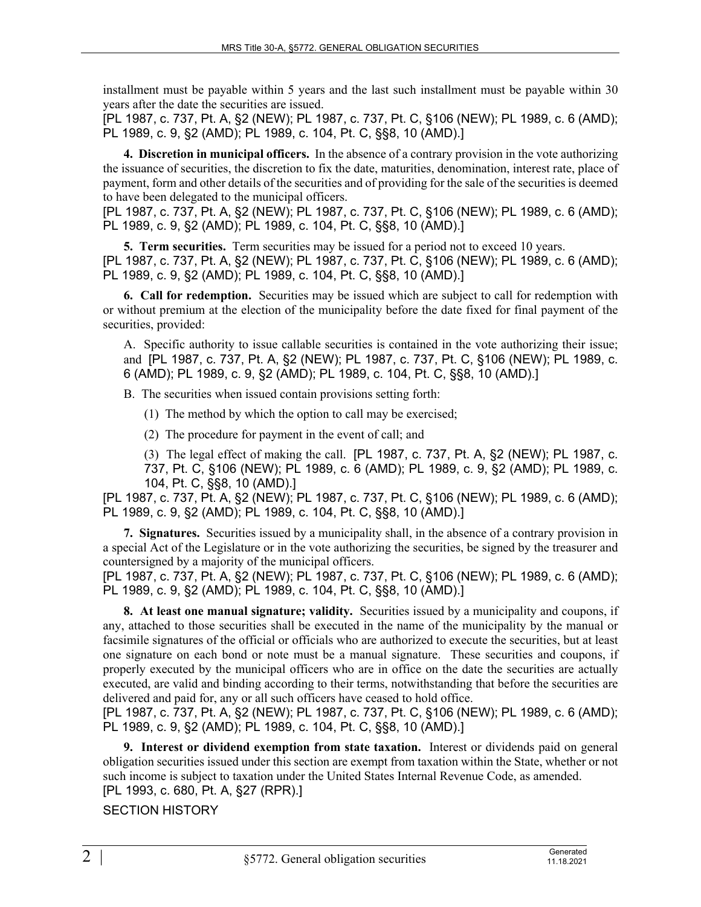installment must be payable within 5 years and the last such installment must be payable within 30 years after the date the securities are issued.

[PL 1987, c. 737, Pt. A, §2 (NEW); PL 1987, c. 737, Pt. C, §106 (NEW); PL 1989, c. 6 (AMD); PL 1989, c. 9, §2 (AMD); PL 1989, c. 104, Pt. C, §§8, 10 (AMD).]

**4. Discretion in municipal officers.** In the absence of a contrary provision in the vote authorizing the issuance of securities, the discretion to fix the date, maturities, denomination, interest rate, place of payment, form and other details of the securities and of providing for the sale of the securities is deemed to have been delegated to the municipal officers.

[PL 1987, c. 737, Pt. A, §2 (NEW); PL 1987, c. 737, Pt. C, §106 (NEW); PL 1989, c. 6 (AMD); PL 1989, c. 9, §2 (AMD); PL 1989, c. 104, Pt. C, §§8, 10 (AMD).]

**5. Term securities.** Term securities may be issued for a period not to exceed 10 years.

[PL 1987, c. 737, Pt. A, §2 (NEW); PL 1987, c. 737, Pt. C, §106 (NEW); PL 1989, c. 6 (AMD); PL 1989, c. 9, §2 (AMD); PL 1989, c. 104, Pt. C, §§8, 10 (AMD).]

**6. Call for redemption.** Securities may be issued which are subject to call for redemption with or without premium at the election of the municipality before the date fixed for final payment of the securities, provided:

A. Specific authority to issue callable securities is contained in the vote authorizing their issue; and [PL 1987, c. 737, Pt. A, §2 (NEW); PL 1987, c. 737, Pt. C, §106 (NEW); PL 1989, c. 6 (AMD); PL 1989, c. 9, §2 (AMD); PL 1989, c. 104, Pt. C, §§8, 10 (AMD).]

B. The securities when issued contain provisions setting forth:

(1) The method by which the option to call may be exercised;

(2) The procedure for payment in the event of call; and

(3) The legal effect of making the call. [PL 1987, c. 737, Pt. A, §2 (NEW); PL 1987, c. 737, Pt. C, §106 (NEW); PL 1989, c. 6 (AMD); PL 1989, c. 9, §2 (AMD); PL 1989, c. 104, Pt. C, §§8, 10 (AMD).]

[PL 1987, c. 737, Pt. A, §2 (NEW); PL 1987, c. 737, Pt. C, §106 (NEW); PL 1989, c. 6 (AMD); PL 1989, c. 9, §2 (AMD); PL 1989, c. 104, Pt. C, §§8, 10 (AMD).]

**7. Signatures.** Securities issued by a municipality shall, in the absence of a contrary provision in a special Act of the Legislature or in the vote authorizing the securities, be signed by the treasurer and countersigned by a majority of the municipal officers.

[PL 1987, c. 737, Pt. A, §2 (NEW); PL 1987, c. 737, Pt. C, §106 (NEW); PL 1989, c. 6 (AMD); PL 1989, c. 9, §2 (AMD); PL 1989, c. 104, Pt. C, §§8, 10 (AMD).]

**8. At least one manual signature; validity.** Securities issued by a municipality and coupons, if any, attached to those securities shall be executed in the name of the municipality by the manual or facsimile signatures of the official or officials who are authorized to execute the securities, but at least one signature on each bond or note must be a manual signature. These securities and coupons, if properly executed by the municipal officers who are in office on the date the securities are actually executed, are valid and binding according to their terms, notwithstanding that before the securities are delivered and paid for, any or all such officers have ceased to hold office.

[PL 1987, c. 737, Pt. A, §2 (NEW); PL 1987, c. 737, Pt. C, §106 (NEW); PL 1989, c. 6 (AMD); PL 1989, c. 9, §2 (AMD); PL 1989, c. 104, Pt. C, §§8, 10 (AMD).]

**9. Interest or dividend exemption from state taxation.** Interest or dividends paid on general obligation securities issued under this section are exempt from taxation within the State, whether or not such income is subject to taxation under the United States Internal Revenue Code, as amended.

[PL 1993, c. 680, Pt. A, §27 (RPR).]

SECTION HISTORY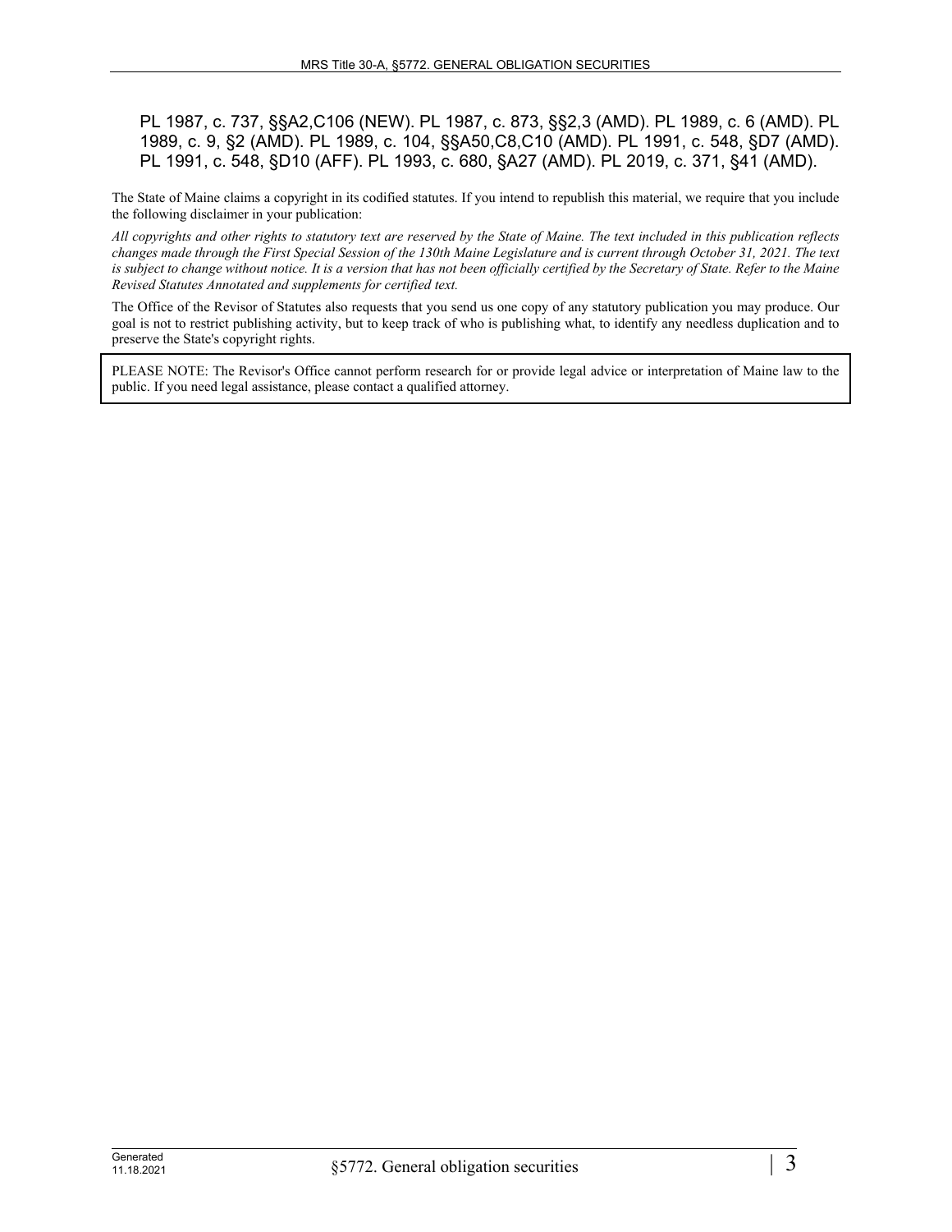PL 1987, c. 737, §§A2,C106 (NEW). PL 1987, c. 873, §§2,3 (AMD). PL 1989, c. 6 (AMD). PL 1989, c. 9, §2 (AMD). PL 1989, c. 104, §§A50,C8,C10 (AMD). PL 1991, c. 548, §D7 (AMD). PL 1991, c. 548, §D10 (AFF). PL 1993, c. 680, §A27 (AMD). PL 2019, c. 371, §41 (AMD).

The State of Maine claims a copyright in its codified statutes. If you intend to republish this material, we require that you include the following disclaimer in your publication:

*All copyrights and other rights to statutory text are reserved by the State of Maine. The text included in this publication reflects changes made through the First Special Session of the 130th Maine Legislature and is current through October 31, 2021. The text is subject to change without notice. It is a version that has not been officially certified by the Secretary of State. Refer to the Maine Revised Statutes Annotated and supplements for certified text.*

The Office of the Revisor of Statutes also requests that you send us one copy of any statutory publication you may produce. Our goal is not to restrict publishing activity, but to keep track of who is publishing what, to identify any needless duplication and to preserve the State's copyright rights.

PLEASE NOTE: The Revisor's Office cannot perform research for or provide legal advice or interpretation of Maine law to the public. If you need legal assistance, please contact a qualified attorney.